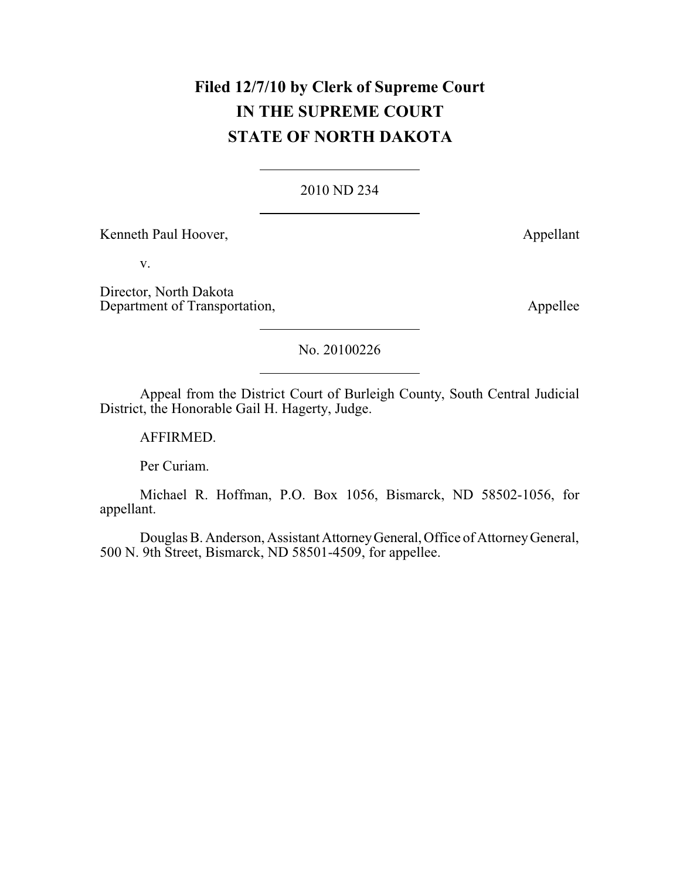**Filed 12/7/10 by Clerk of Supreme Court**
**IN THE SUPREME COURT**
**STATE OF NORTH DAKOTA**

---

2010 ND 234

---

Kenneth Paul Hoover, Appellant

v.

Director, North Dakota Department of Transportation, Appellee

---

No. 20100226

---

Appeal from the District Court of Burleigh County, South Central Judicial District, the Honorable Gail H. Hagerty, Judge.

AFFIRMED.

Per Curiam.

Michael R. Hoffman, P.O. Box 1056, Bismarck, ND 58502-1056, for appellant.

Douglas B. Anderson, Assistant Attorney General, Office of Attorney General, 500 N. 9th Street, Bismarck, ND 58501-4509, for appellee.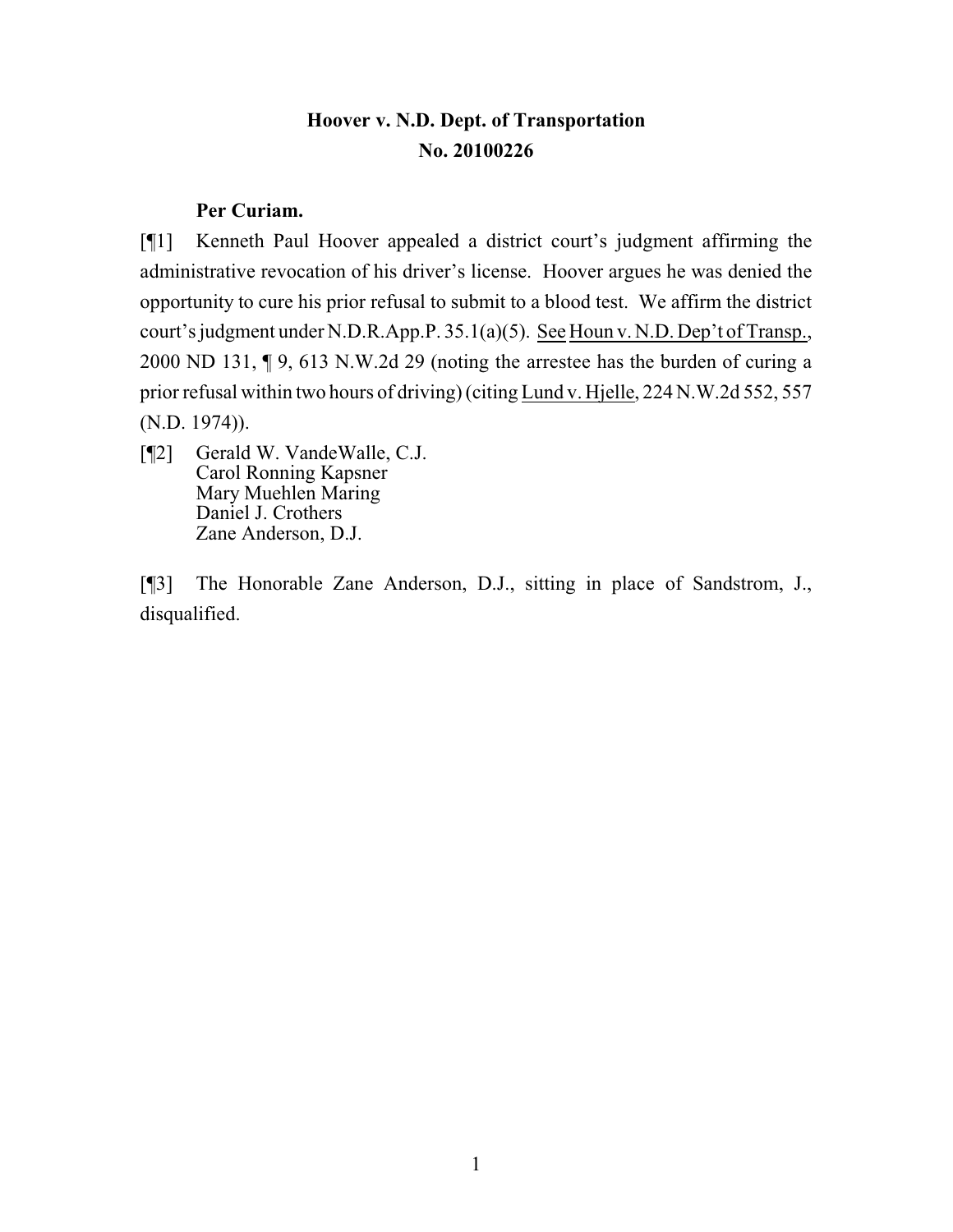**Hoover v. N.D. Dept. of Transportation**
**No. 20100226**

**Per Curiam.**

[¶1] Kenneth Paul Hoover appealed a district court's judgment affirming the administrative revocation of his driver's license. Hoover argues he was denied the opportunity to cure his prior refusal to submit to a blood test. We affirm the district court's judgment under N.D.R.App.P. 35.1(a)(5). See Houn v. N.D. Dep't of Transp., 2000 ND 131, ¶ 9, 613 N.W.2d 29 (noting the arrestee has the burden of curing a prior refusal within two hours of driving) (citing Lund v. Hjelle, 224 N.W.2d 552, 557 (N.D. 1974)).

[¶2] Gerald W. VandeWalle, C.J.
Carol Ronning Kapsner
Mary Muehlen Maring
Daniel J. Crothers
Zane Anderson, D.J.

[¶3] The Honorable Zane Anderson, D.J., sitting in place of Sandstrom, J., disqualified.